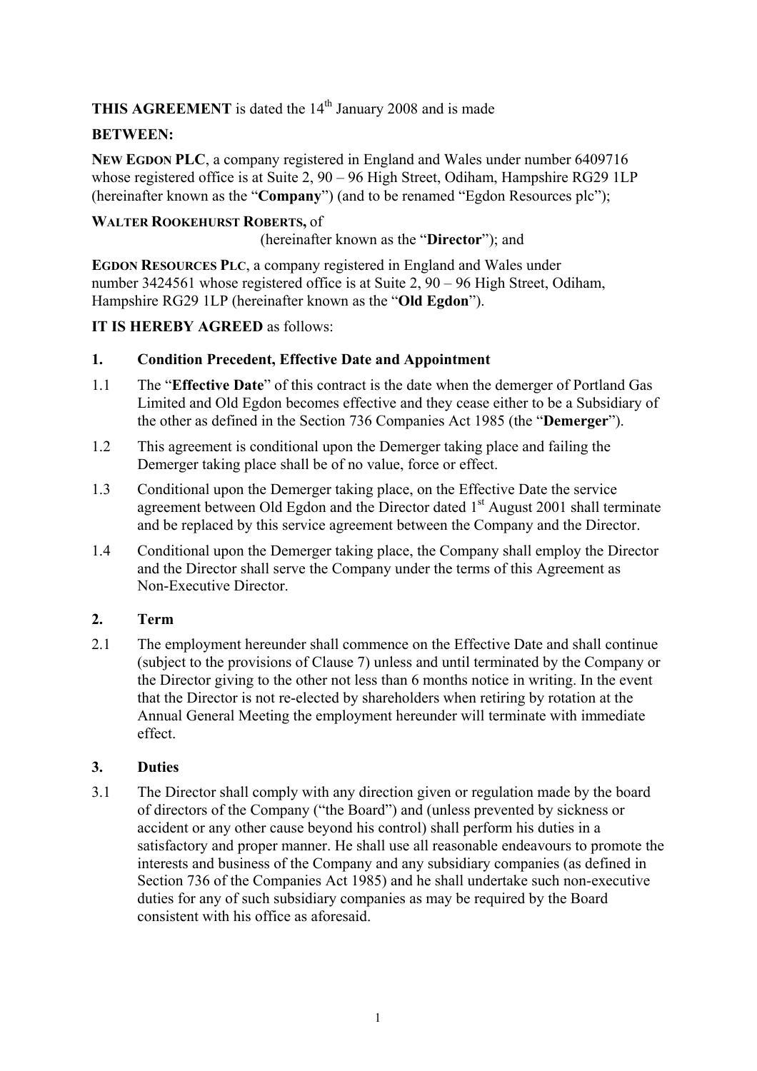**THIS AGREEMENT** is dated the 14th January 2008 and is made

**BETWEEN:**

**NEW EGDON PLC**, a company registered in England and Wales under number 6409716 whose registered office is at Suite 2, 90 – 96 High Street, Odiham, Hampshire RG29 1LP (hereinafter known as the "**Company**") (and to be renamed "Egdon Resources plc");

**WALTER ROOKEHURST ROBERTS,** of (hereinafter known as the "**Director**"); and

**EGDON RESOURCES PLC**, a company registered in England and Wales under number 3424561 whose registered office is at Suite 2, 90 – 96 High Street, Odiham, Hampshire RG29 1LP (hereinafter known as the "**Old Egdon**").

**IT IS HEREBY AGREED** as follows:

## 1. Condition Precedent, Effective Date and Appointment

1.1 The "**Effective Date**" of this contract is the date when the demerger of Portland Gas Limited and Old Egdon becomes effective and they cease either to be a Subsidiary of the other as defined in the Section 736 Companies Act 1985 (the "**Demerger**").

1.2 This agreement is conditional upon the Demerger taking place and failing the Demerger taking place shall be of no value, force or effect.

1.3 Conditional upon the Demerger taking place, on the Effective Date the service agreement between Old Egdon and the Director dated 1st August 2001 shall terminate and be replaced by this service agreement between the Company and the Director.

1.4 Conditional upon the Demerger taking place, the Company shall employ the Director and the Director shall serve the Company under the terms of this Agreement as Non-Executive Director.

## 2. Term

2.1 The employment hereunder shall commence on the Effective Date and shall continue (subject to the provisions of Clause 7) unless and until terminated by the Company or the Director giving to the other not less than 6 months notice in writing. In the event that the Director is not re-elected by shareholders when retiring by rotation at the Annual General Meeting the employment hereunder will terminate with immediate effect.

## 3. Duties

3.1 The Director shall comply with any direction given or regulation made by the board of directors of the Company ("the Board") and (unless prevented by sickness or accident or any other cause beyond his control) shall perform his duties in a satisfactory and proper manner. He shall use all reasonable endeavours to promote the interests and business of the Company and any subsidiary companies (as defined in Section 736 of the Companies Act 1985) and he shall undertake such non-executive duties for any of such subsidiary companies as may be required by the Board consistent with his office as aforesaid.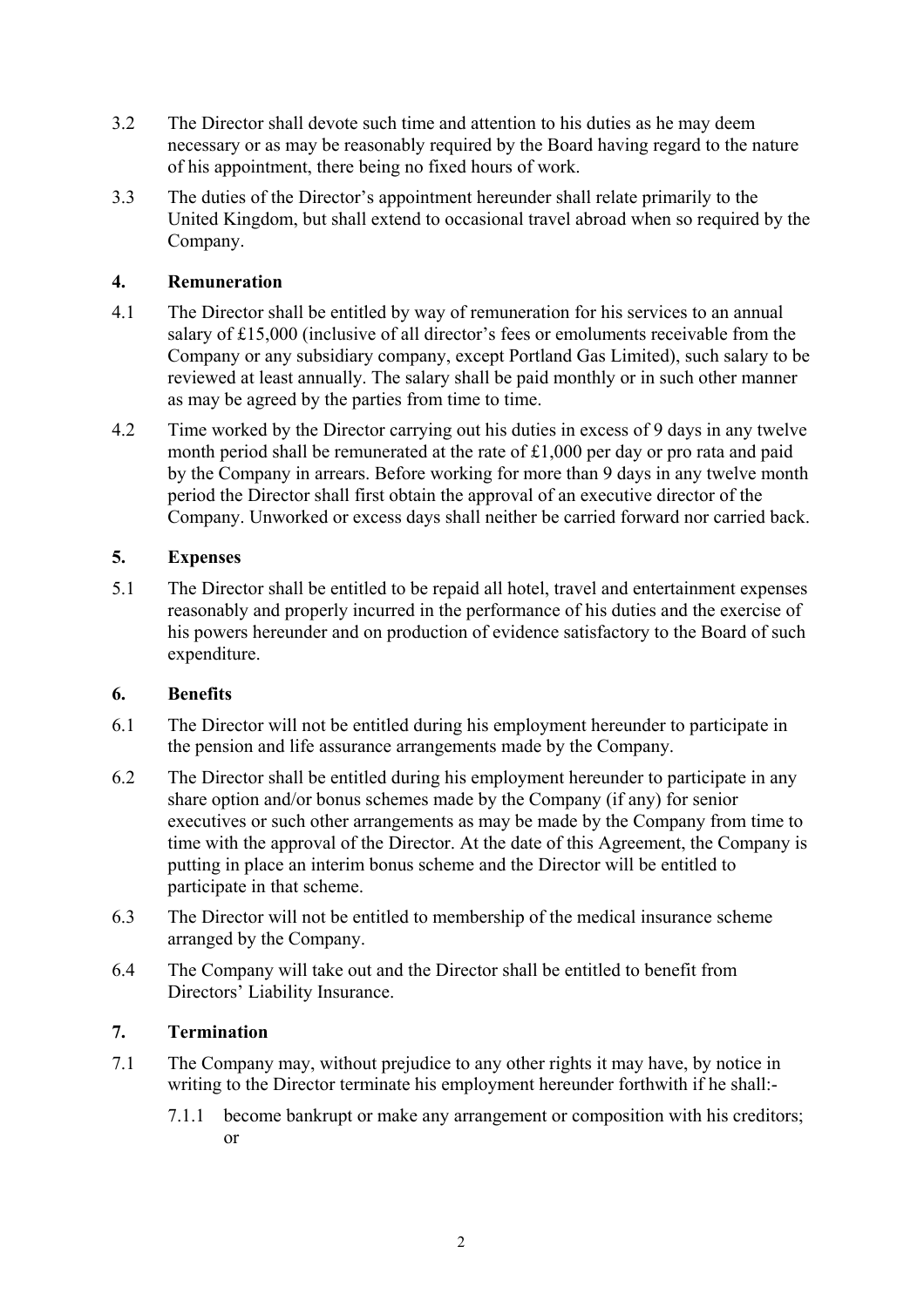3.2 The Director shall devote such time and attention to his duties as he may deem necessary or as may be reasonably required by the Board having regard to the nature of his appointment, there being no fixed hours of work.

3.3 The duties of the Director's appointment hereunder shall relate primarily to the United Kingdom, but shall extend to occasional travel abroad when so required by the Company.

## 4. Remuneration

4.1 The Director shall be entitled by way of remuneration for his services to an annual salary of £15,000 (inclusive of all director's fees or emoluments receivable from the Company or any subsidiary company, except Portland Gas Limited), such salary to be reviewed at least annually. The salary shall be paid monthly or in such other manner as may be agreed by the parties from time to time.

4.2 Time worked by the Director carrying out his duties in excess of 9 days in any twelve month period shall be remunerated at the rate of £1,000 per day or pro rata and paid by the Company in arrears. Before working for more than 9 days in any twelve month period the Director shall first obtain the approval of an executive director of the Company. Unworked or excess days shall neither be carried forward nor carried back.

## 5. Expenses

5.1 The Director shall be entitled to be repaid all hotel, travel and entertainment expenses reasonably and properly incurred in the performance of his duties and the exercise of his powers hereunder and on production of evidence satisfactory to the Board of such expenditure.

## 6. Benefits

6.1 The Director will not be entitled during his employment hereunder to participate in the pension and life assurance arrangements made by the Company.

6.2 The Director shall be entitled during his employment hereunder to participate in any share option and/or bonus schemes made by the Company (if any) for senior executives or such other arrangements as may be made by the Company from time to time with the approval of the Director. At the date of this Agreement, the Company is putting in place an interim bonus scheme and the Director will be entitled to participate in that scheme.

6.3 The Director will not be entitled to membership of the medical insurance scheme arranged by the Company.

6.4 The Company will take out and the Director shall be entitled to benefit from Directors' Liability Insurance.

## 7. Termination

7.1 The Company may, without prejudice to any other rights it may have, by notice in writing to the Director terminate his employment hereunder forthwith if he shall:-

7.1.1 become bankrupt or make any arrangement or composition with his creditors; or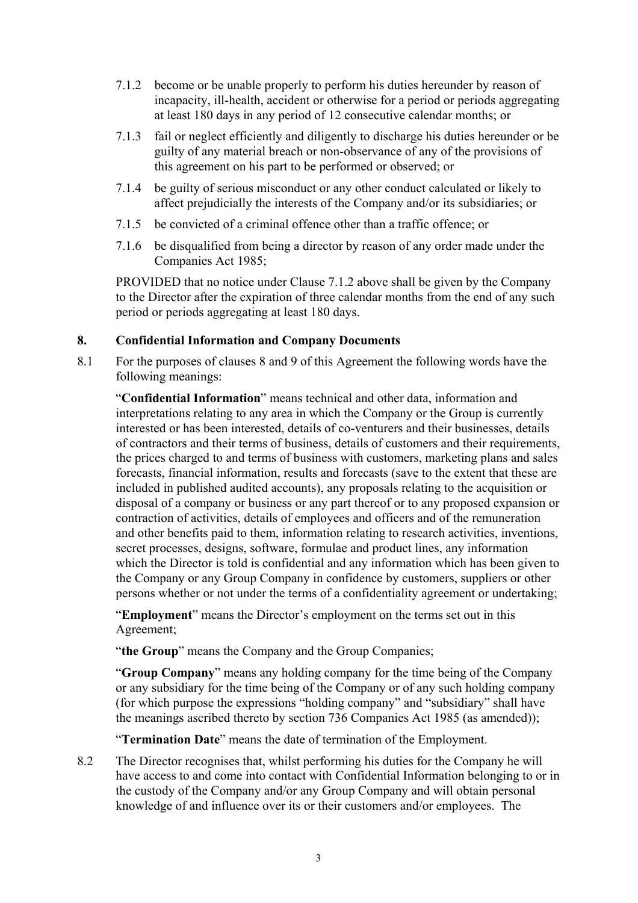7.1.2 become or be unable properly to perform his duties hereunder by reason of incapacity, ill-health, accident or otherwise for a period or periods aggregating at least 180 days in any period of 12 consecutive calendar months; or

7.1.3 fail or neglect efficiently and diligently to discharge his duties hereunder or be guilty of any material breach or non-observance of any of the provisions of this agreement on his part to be performed or observed; or

7.1.4 be guilty of serious misconduct or any other conduct calculated or likely to affect prejudicially the interests of the Company and/or its subsidiaries; or

7.1.5 be convicted of a criminal offence other than a traffic offence; or

7.1.6 be disqualified from being a director by reason of any order made under the Companies Act 1985;

PROVIDED that no notice under Clause 7.1.2 above shall be given by the Company to the Director after the expiration of three calendar months from the end of any such period or periods aggregating at least 180 days.

## 8. Confidential Information and Company Documents

8.1 For the purposes of clauses 8 and 9 of this Agreement the following words have the following meanings:

"**Confidential Information**" means technical and other data, information and interpretations relating to any area in which the Company or the Group is currently interested or has been interested, details of co-venturers and their businesses, details of contractors and their terms of business, details of customers and their requirements, the prices charged to and terms of business with customers, marketing plans and sales forecasts, financial information, results and forecasts (save to the extent that these are included in published audited accounts), any proposals relating to the acquisition or disposal of a company or business or any part thereof or to any proposed expansion or contraction of activities, details of employees and officers and of the remuneration and other benefits paid to them, information relating to research activities, inventions, secret processes, designs, software, formulae and product lines, any information which the Director is told is confidential and any information which has been given to the Company or any Group Company in confidence by customers, suppliers or other persons whether or not under the terms of a confidentiality agreement or undertaking;

"**Employment**" means the Director's employment on the terms set out in this Agreement;

"**the Group**" means the Company and the Group Companies;

"**Group Company**" means any holding company for the time being of the Company or any subsidiary for the time being of the Company or of any such holding company (for which purpose the expressions "holding company" and "subsidiary" shall have the meanings ascribed thereto by section 736 Companies Act 1985 (as amended));

"**Termination Date**" means the date of termination of the Employment.

8.2 The Director recognises that, whilst performing his duties for the Company he will have access to and come into contact with Confidential Information belonging to or in the custody of the Company and/or any Group Company and will obtain personal knowledge of and influence over its or their customers and/or employees. The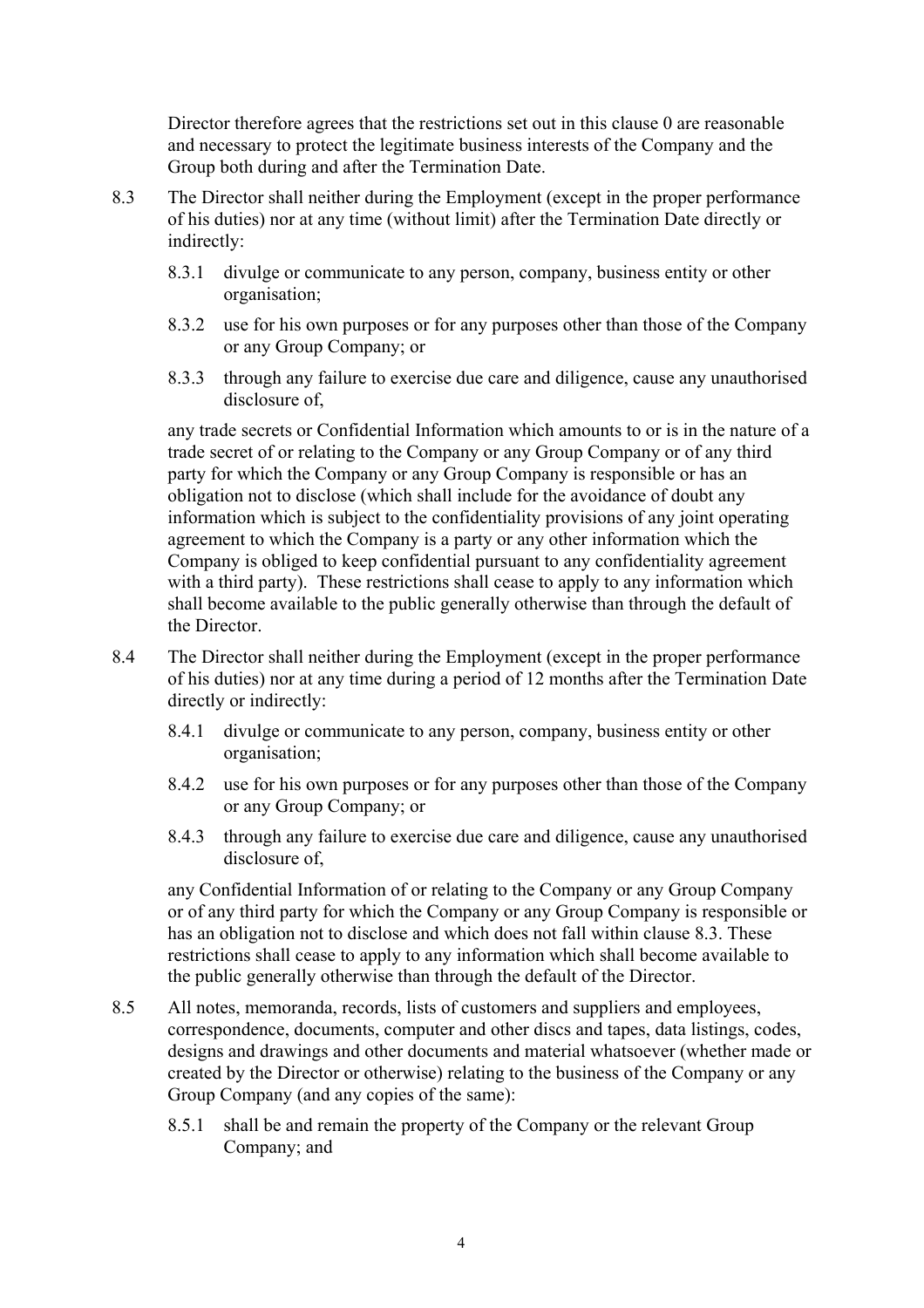Director therefore agrees that the restrictions set out in this clause 0 are reasonable and necessary to protect the legitimate business interests of the Company and the Group both during and after the Termination Date.

8.3 The Director shall neither during the Employment (except in the proper performance of his duties) nor at any time (without limit) after the Termination Date directly or indirectly:

8.3.1 divulge or communicate to any person, company, business entity or other organisation;

8.3.2 use for his own purposes or for any purposes other than those of the Company or any Group Company; or

8.3.3 through any failure to exercise due care and diligence, cause any unauthorised disclosure of,

any trade secrets or Confidential Information which amounts to or is in the nature of a trade secret of or relating to the Company or any Group Company or of any third party for which the Company or any Group Company is responsible or has an obligation not to disclose (which shall include for the avoidance of doubt any information which is subject to the confidentiality provisions of any joint operating agreement to which the Company is a party or any other information which the Company is obliged to keep confidential pursuant to any confidentiality agreement with a third party). These restrictions shall cease to apply to any information which shall become available to the public generally otherwise than through the default of the Director.

8.4 The Director shall neither during the Employment (except in the proper performance of his duties) nor at any time during a period of 12 months after the Termination Date directly or indirectly:

8.4.1 divulge or communicate to any person, company, business entity or other organisation;

8.4.2 use for his own purposes or for any purposes other than those of the Company or any Group Company; or

8.4.3 through any failure to exercise due care and diligence, cause any unauthorised disclosure of,

any Confidential Information of or relating to the Company or any Group Company or of any third party for which the Company or any Group Company is responsible or has an obligation not to disclose and which does not fall within clause 8.3. These restrictions shall cease to apply to any information which shall become available to the public generally otherwise than through the default of the Director.

8.5 All notes, memoranda, records, lists of customers and suppliers and employees, correspondence, documents, computer and other discs and tapes, data listings, codes, designs and drawings and other documents and material whatsoever (whether made or created by the Director or otherwise) relating to the business of the Company or any Group Company (and any copies of the same):

8.5.1 shall be and remain the property of the Company or the relevant Group Company; and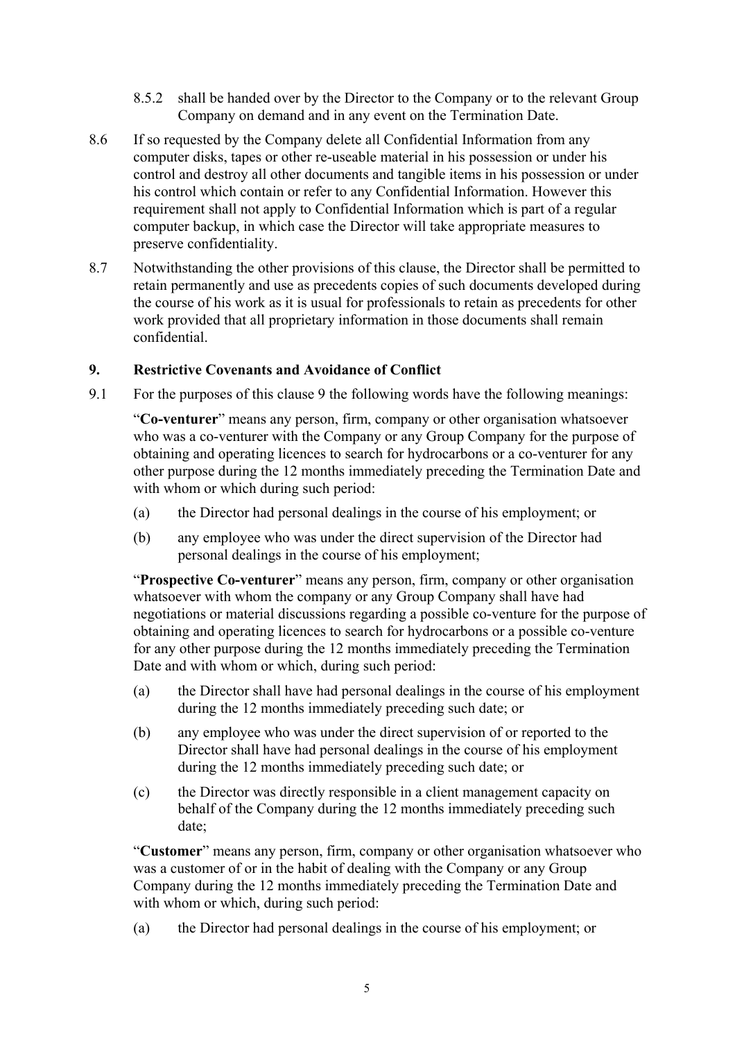8.5.2 shall be handed over by the Director to the Company or to the relevant Group Company on demand and in any event on the Termination Date.

8.6 If so requested by the Company delete all Confidential Information from any computer disks, tapes or other re-useable material in his possession or under his control and destroy all other documents and tangible items in his possession or under his control which contain or refer to any Confidential Information. However this requirement shall not apply to Confidential Information which is part of a regular computer backup, in which case the Director will take appropriate measures to preserve confidentiality.

8.7 Notwithstanding the other provisions of this clause, the Director shall be permitted to retain permanently and use as precedents copies of such documents developed during the course of his work as it is usual for professionals to retain as precedents for other work provided that all proprietary information in those documents shall remain confidential.

## 9. Restrictive Covenants and Avoidance of Conflict

9.1 For the purposes of this clause 9 the following words have the following meanings:

"**Co-venturer**" means any person, firm, company or other organisation whatsoever who was a co-venturer with the Company or any Group Company for the purpose of obtaining and operating licences to search for hydrocarbons or a co-venturer for any other purpose during the 12 months immediately preceding the Termination Date and with whom or which during such period:

(a) the Director had personal dealings in the course of his employment; or

(b) any employee who was under the direct supervision of the Director had personal dealings in the course of his employment;

"**Prospective Co-venturer**" means any person, firm, company or other organisation whatsoever with whom the company or any Group Company shall have had negotiations or material discussions regarding a possible co-venture for the purpose of obtaining and operating licences to search for hydrocarbons or a possible co-venture for any other purpose during the 12 months immediately preceding the Termination Date and with whom or which, during such period:

(a) the Director shall have had personal dealings in the course of his employment during the 12 months immediately preceding such date; or

(b) any employee who was under the direct supervision of or reported to the Director shall have had personal dealings in the course of his employment during the 12 months immediately preceding such date; or

(c) the Director was directly responsible in a client management capacity on behalf of the Company during the 12 months immediately preceding such date;

"**Customer**" means any person, firm, company or other organisation whatsoever who was a customer of or in the habit of dealing with the Company or any Group Company during the 12 months immediately preceding the Termination Date and with whom or which, during such period:

(a) the Director had personal dealings in the course of his employment; or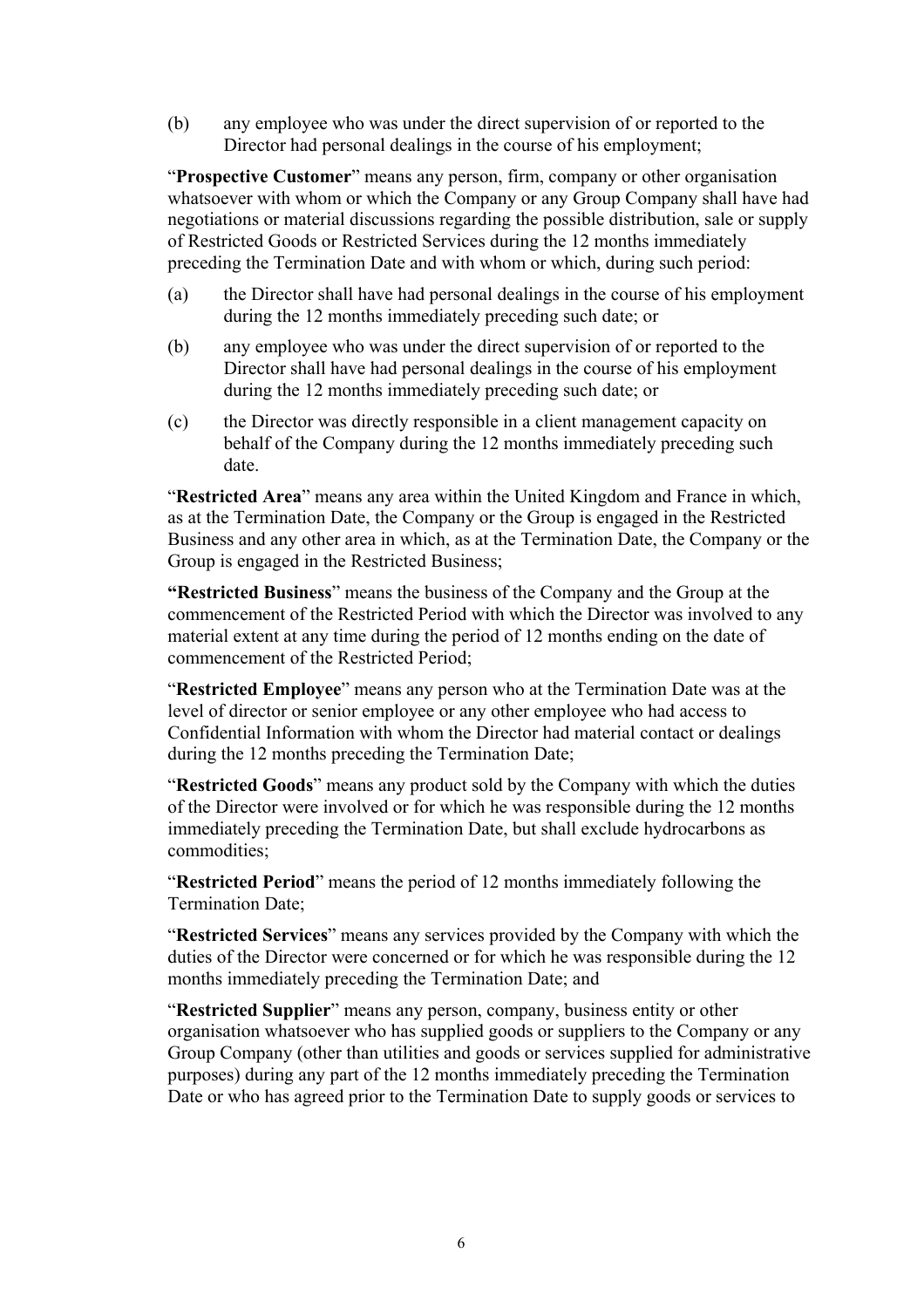(b) any employee who was under the direct supervision of or reported to the Director had personal dealings in the course of his employment;

"**Prospective Customer**" means any person, firm, company or other organisation whatsoever with whom or which the Company or any Group Company shall have had negotiations or material discussions regarding the possible distribution, sale or supply of Restricted Goods or Restricted Services during the 12 months immediately preceding the Termination Date and with whom or which, during such period:

(a) the Director shall have had personal dealings in the course of his employment during the 12 months immediately preceding such date; or

(b) any employee who was under the direct supervision of or reported to the Director shall have had personal dealings in the course of his employment during the 12 months immediately preceding such date; or

(c) the Director was directly responsible in a client management capacity on behalf of the Company during the 12 months immediately preceding such date.

"**Restricted Area**" means any area within the United Kingdom and France in which, as at the Termination Date, the Company or the Group is engaged in the Restricted Business and any other area in which, as at the Termination Date, the Company or the Group is engaged in the Restricted Business;

**"Restricted Business**" means the business of the Company and the Group at the commencement of the Restricted Period with which the Director was involved to any material extent at any time during the period of 12 months ending on the date of commencement of the Restricted Period;

"**Restricted Employee**" means any person who at the Termination Date was at the level of director or senior employee or any other employee who had access to Confidential Information with whom the Director had material contact or dealings during the 12 months preceding the Termination Date;

"**Restricted Goods**" means any product sold by the Company with which the duties of the Director were involved or for which he was responsible during the 12 months immediately preceding the Termination Date, but shall exclude hydrocarbons as commodities;

"**Restricted Period**" means the period of 12 months immediately following the Termination Date;

"**Restricted Services**" means any services provided by the Company with which the duties of the Director were concerned or for which he was responsible during the 12 months immediately preceding the Termination Date; and

"**Restricted Supplier**" means any person, company, business entity or other organisation whatsoever who has supplied goods or suppliers to the Company or any Group Company (other than utilities and goods or services supplied for administrative purposes) during any part of the 12 months immediately preceding the Termination Date or who has agreed prior to the Termination Date to supply goods or services to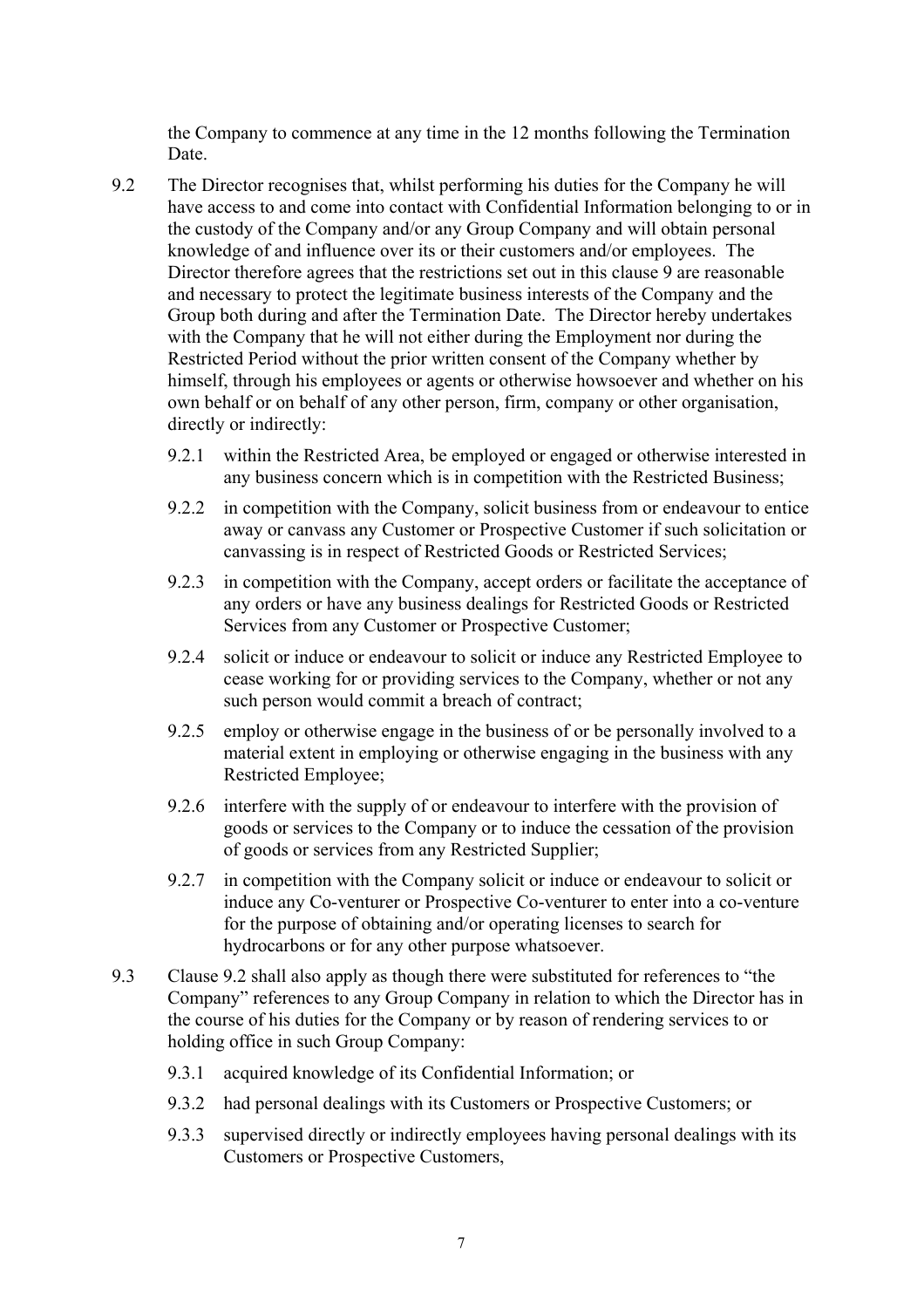the Company to commence at any time in the 12 months following the Termination Date.

9.2 The Director recognises that, whilst performing his duties for the Company he will have access to and come into contact with Confidential Information belonging to or in the custody of the Company and/or any Group Company and will obtain personal knowledge of and influence over its or their customers and/or employees. The Director therefore agrees that the restrictions set out in this clause 9 are reasonable and necessary to protect the legitimate business interests of the Company and the Group both during and after the Termination Date. The Director hereby undertakes with the Company that he will not either during the Employment nor during the Restricted Period without the prior written consent of the Company whether by himself, through his employees or agents or otherwise howsoever and whether on his own behalf or on behalf of any other person, firm, company or other organisation, directly or indirectly:

9.2.1 within the Restricted Area, be employed or engaged or otherwise interested in any business concern which is in competition with the Restricted Business;

9.2.2 in competition with the Company, solicit business from or endeavour to entice away or canvass any Customer or Prospective Customer if such solicitation or canvassing is in respect of Restricted Goods or Restricted Services;

9.2.3 in competition with the Company, accept orders or facilitate the acceptance of any orders or have any business dealings for Restricted Goods or Restricted Services from any Customer or Prospective Customer;

9.2.4 solicit or induce or endeavour to solicit or induce any Restricted Employee to cease working for or providing services to the Company, whether or not any such person would commit a breach of contract;

9.2.5 employ or otherwise engage in the business of or be personally involved to a material extent in employing or otherwise engaging in the business with any Restricted Employee;

9.2.6 interfere with the supply of or endeavour to interfere with the provision of goods or services to the Company or to induce the cessation of the provision of goods or services from any Restricted Supplier;

9.2.7 in competition with the Company solicit or induce or endeavour to solicit or induce any Co-venturer or Prospective Co-venturer to enter into a co-venture for the purpose of obtaining and/or operating licenses to search for hydrocarbons or for any other purpose whatsoever.

9.3 Clause 9.2 shall also apply as though there were substituted for references to "the Company" references to any Group Company in relation to which the Director has in the course of his duties for the Company or by reason of rendering services to or holding office in such Group Company:

9.3.1 acquired knowledge of its Confidential Information; or

9.3.2 had personal dealings with its Customers or Prospective Customers; or

9.3.3 supervised directly or indirectly employees having personal dealings with its Customers or Prospective Customers,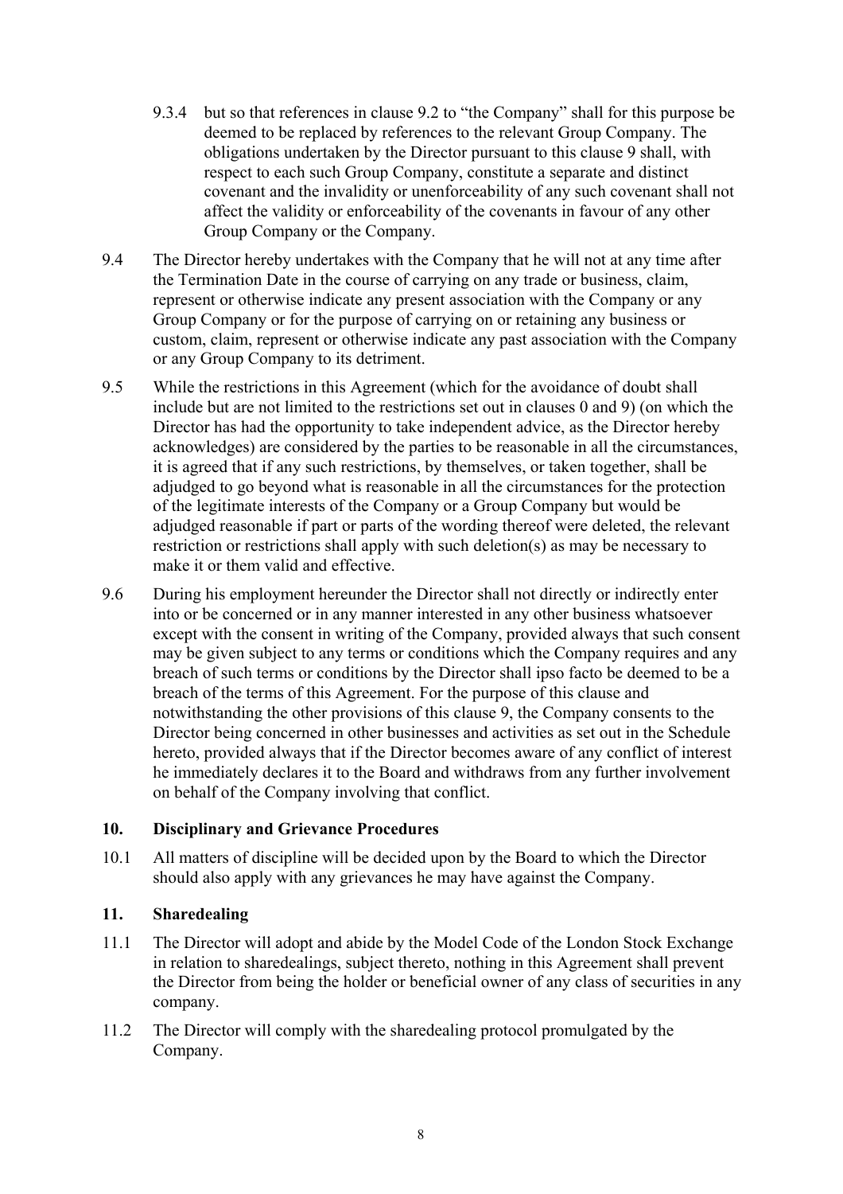9.3.4 but so that references in clause 9.2 to "the Company" shall for this purpose be deemed to be replaced by references to the relevant Group Company. The obligations undertaken by the Director pursuant to this clause 9 shall, with respect to each such Group Company, constitute a separate and distinct covenant and the invalidity or unenforceability of any such covenant shall not affect the validity or enforceability of the covenants in favour of any other Group Company or the Company.

9.4 The Director hereby undertakes with the Company that he will not at any time after the Termination Date in the course of carrying on any trade or business, claim, represent or otherwise indicate any present association with the Company or any Group Company or for the purpose of carrying on or retaining any business or custom, claim, represent or otherwise indicate any past association with the Company or any Group Company to its detriment.

9.5 While the restrictions in this Agreement (which for the avoidance of doubt shall include but are not limited to the restrictions set out in clauses 0 and 9) (on which the Director has had the opportunity to take independent advice, as the Director hereby acknowledges) are considered by the parties to be reasonable in all the circumstances, it is agreed that if any such restrictions, by themselves, or taken together, shall be adjudged to go beyond what is reasonable in all the circumstances for the protection of the legitimate interests of the Company or a Group Company but would be adjudged reasonable if part or parts of the wording thereof were deleted, the relevant restriction or restrictions shall apply with such deletion(s) as may be necessary to make it or them valid and effective.

9.6 During his employment hereunder the Director shall not directly or indirectly enter into or be concerned or in any manner interested in any other business whatsoever except with the consent in writing of the Company, provided always that such consent may be given subject to any terms or conditions which the Company requires and any breach of such terms or conditions by the Director shall ipso facto be deemed to be a breach of the terms of this Agreement. For the purpose of this clause and notwithstanding the other provisions of this clause 9, the Company consents to the Director being concerned in other businesses and activities as set out in the Schedule hereto, provided always that if the Director becomes aware of any conflict of interest he immediately declares it to the Board and withdraws from any further involvement on behalf of the Company involving that conflict.

## 10. Disciplinary and Grievance Procedures

10.1 All matters of discipline will be decided upon by the Board to which the Director should also apply with any grievances he may have against the Company.

## 11. Sharedealing

11.1 The Director will adopt and abide by the Model Code of the London Stock Exchange in relation to sharedealings, subject thereto, nothing in this Agreement shall prevent the Director from being the holder or beneficial owner of any class of securities in any company.

11.2 The Director will comply with the sharedealing protocol promulgated by the Company.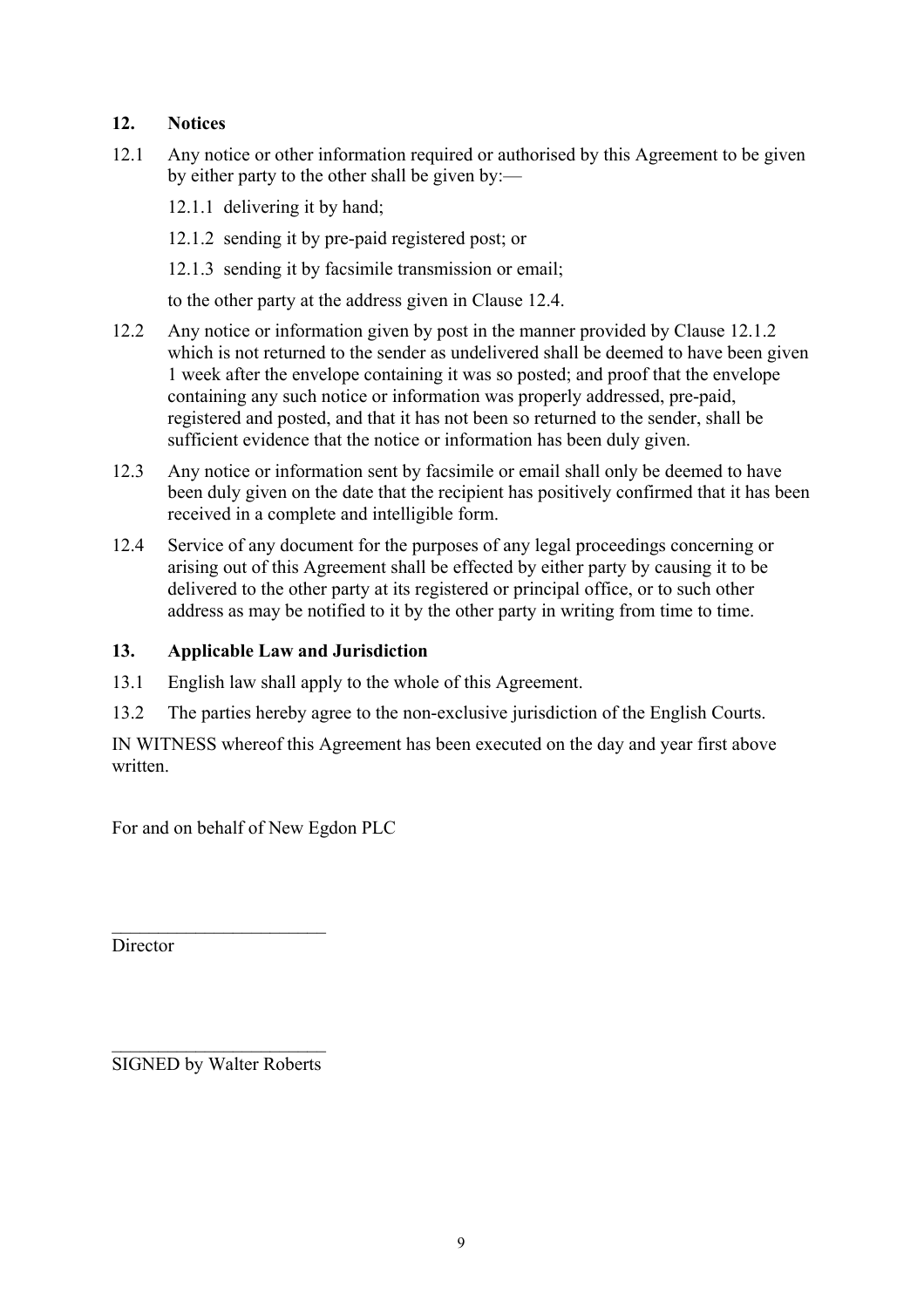## 12. Notices

12.1 Any notice or other information required or authorised by this Agreement to be given by either party to the other shall be given by:—

12.1.1 delivering it by hand;

12.1.2 sending it by pre-paid registered post; or

12.1.3 sending it by facsimile transmission or email;

to the other party at the address given in Clause 12.4.

12.2 Any notice or information given by post in the manner provided by Clause 12.1.2 which is not returned to the sender as undelivered shall be deemed to have been given 1 week after the envelope containing it was so posted; and proof that the envelope containing any such notice or information was properly addressed, pre-paid, registered and posted, and that it has not been so returned to the sender, shall be sufficient evidence that the notice or information has been duly given.

12.3 Any notice or information sent by facsimile or email shall only be deemed to have been duly given on the date that the recipient has positively confirmed that it has been received in a complete and intelligible form.

12.4 Service of any document for the purposes of any legal proceedings concerning or arising out of this Agreement shall be effected by either party by causing it to be delivered to the other party at its registered or principal office, or to such other address as may be notified to it by the other party in writing from time to time.

## 13. Applicable Law and Jurisdiction

13.1 English law shall apply to the whole of this Agreement.

13.2 The parties hereby agree to the non-exclusive jurisdiction of the English Courts.

IN WITNESS whereof this Agreement has been executed on the day and year first above written.

For and on behalf of New Egdon PLC

________________________
Director

________________________
SIGNED by Walter Roberts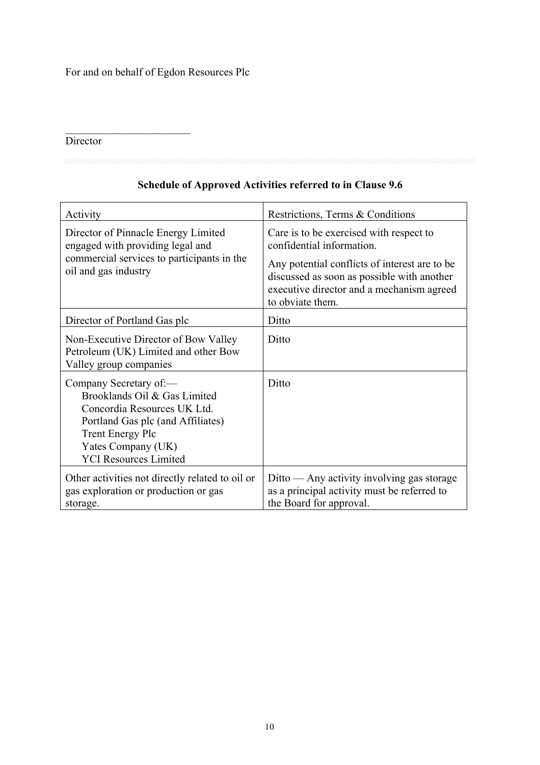For and on behalf of Egdon Resources Plc

\_\_\_\_\_\_\_\_\_\_\_\_\_\_\_\_\_\_\_\_\_\_\_\_

Director

**Schedule of Approved Activities referred to in Clause 9.6**

| Activity | Restrictions, Terms & Conditions |
|---|---|
| Director of Pinnacle Energy Limited engaged with providing legal and commercial services to participants in the oil and gas industry | Care is to be exercised with respect to confidential information. Any potential conflicts of interest are to be discussed as soon as possible with another executive director and a mechanism agreed to obviate them. |
| Director of Portland Gas plc | Ditto |
| Non-Executive Director of Bow Valley Petroleum (UK) Limited and other Bow Valley group companies | Ditto |
| Company Secretary of:— Brooklands Oil & Gas Limited; Concordia Resources UK Ltd.; Portland Gas plc (and Affiliates); Trent Energy Plc; Yates Company (UK); YCI Resources Limited | Ditto |
| Other activities not directly related to oil or gas exploration or production or gas storage. | Ditto — Any activity involving gas storage as a principal activity must be referred to the Board for approval. |